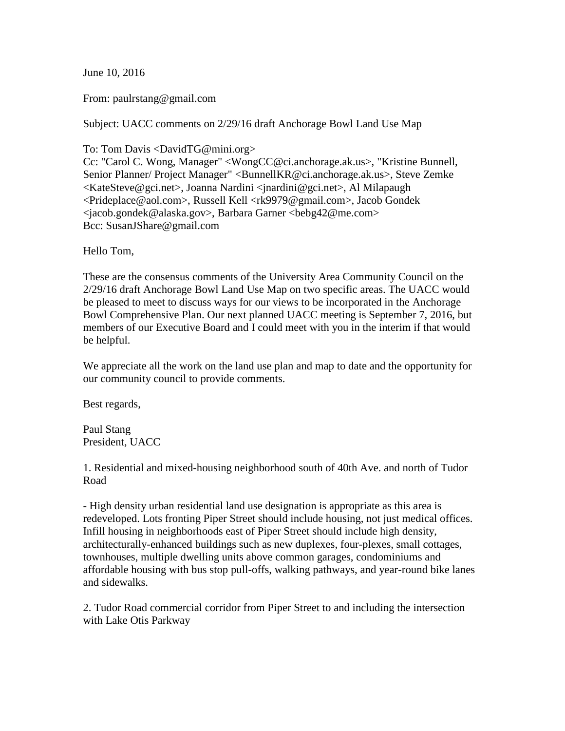June 10, 2016

From: paulrstang@gmail.com

Subject: UACC comments on 2/29/16 draft Anchorage Bowl Land Use Map

To: Tom Davis <DavidTG@mini.org>
Cc: "Carol C. Wong, Manager" <WongCC@ci.anchorage.ak.us>, "Kristine Bunnell, Senior Planner/ Project Manager" <BunnellKR@ci.anchorage.ak.us>, Steve Zemke <KateSteve@gci.net>, Joanna Nardini <jnardini@gci.net>, Al Milapaugh <Prideplace@aol.com>, Russell Kell <rk9979@gmail.com>, Jacob Gondek <jacob.gondek@alaska.gov>, Barbara Garner <bebg42@me.com>
Bcc: SusanJShare@gmail.com

Hello Tom,

These are the consensus comments of the University Area Community Council on the 2/29/16 draft Anchorage Bowl Land Use Map on two specific areas. The UACC would be pleased to meet to discuss ways for our views to be incorporated in the Anchorage Bowl Comprehensive Plan. Our next planned UACC meeting is September 7, 2016, but members of our Executive Board and I could meet with you in the interim if that would be helpful.

We appreciate all the work on the land use plan and map to date and the opportunity for our community council to provide comments.

Best regards,

Paul Stang
President, UACC

1. Residential and mixed-housing neighborhood south of 40th Ave. and north of Tudor Road

- High density urban residential land use designation is appropriate as this area is redeveloped. Lots fronting Piper Street should include housing, not just medical offices. Infill housing in neighborhoods east of Piper Street should include high density, architecturally-enhanced buildings such as new duplexes, four-plexes, small cottages, townhouses, multiple dwelling units above common garages, condominiums and affordable housing with bus stop pull-offs, walking pathways, and year-round bike lanes and sidewalks.

2. Tudor Road commercial corridor from Piper Street to and including the intersection with Lake Otis Parkway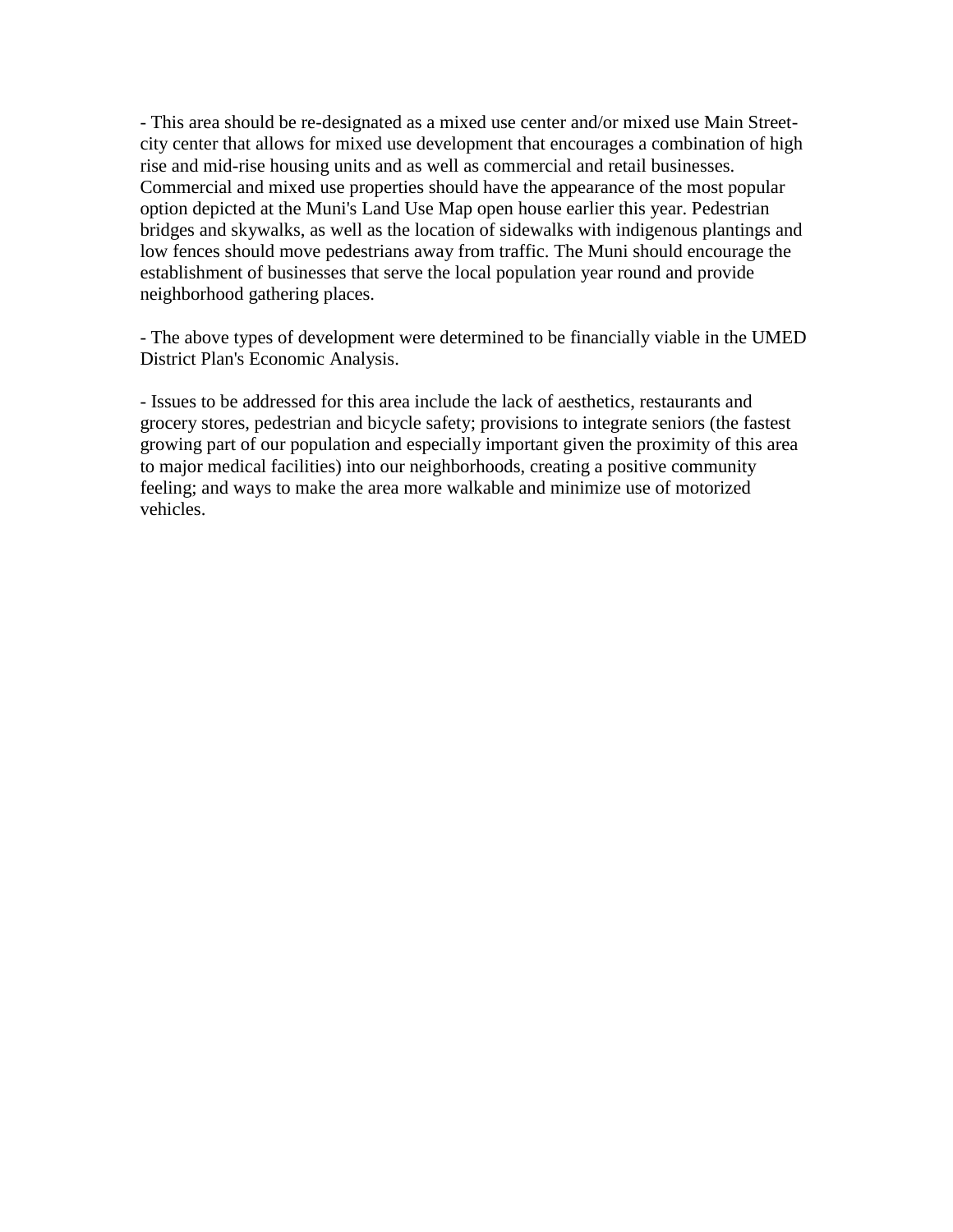- This area should be re-designated as a mixed use center and/or mixed use Main Street-city center that allows for mixed use development that encourages a combination of high rise and mid-rise housing units and as well as commercial and retail businesses. Commercial and mixed use properties should have the appearance of the most popular option depicted at the Muni's Land Use Map open house earlier this year. Pedestrian bridges and skywalks, as well as the location of sidewalks with indigenous plantings and low fences should move pedestrians away from traffic. The Muni should encourage the establishment of businesses that serve the local population year round and provide neighborhood gathering places.

- The above types of development were determined to be financially viable in the UMED District Plan's Economic Analysis.

- Issues to be addressed for this area include the lack of aesthetics, restaurants and grocery stores, pedestrian and bicycle safety; provisions to integrate seniors (the fastest growing part of our population and especially important given the proximity of this area to major medical facilities) into our neighborhoods, creating a positive community feeling; and ways to make the area more walkable and minimize use of motorized vehicles.